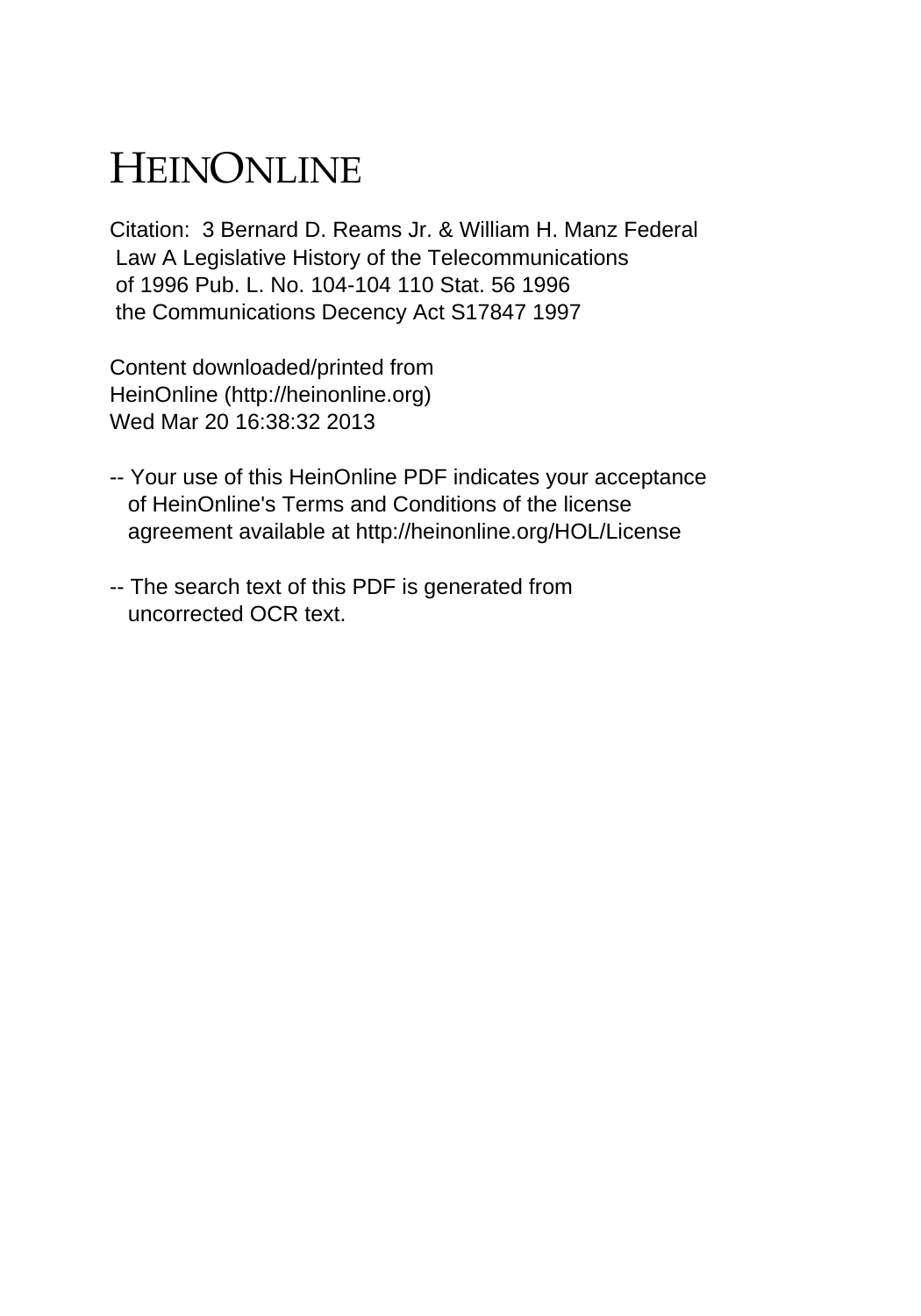# HEINONLINE

Citation: 3 Bernard D. Reams Jr. & William H. Manz Federal Law A Legislative History of the Telecommunications of 1996 Pub. L. No. 104-104 110 Stat. 56 1996 the Communications Decency Act S17847 1997

Content downloaded/printed from HeinOnline (http://heinonline.org) Wed Mar 20 16:38:32 2013

-- Your use of this HeinOnline PDF indicates your acceptance of HeinOnline's Terms and Conditions of the license agreement available at http://heinonline.org/HOL/License

-- The search text of this PDF is generated from uncorrected OCR text.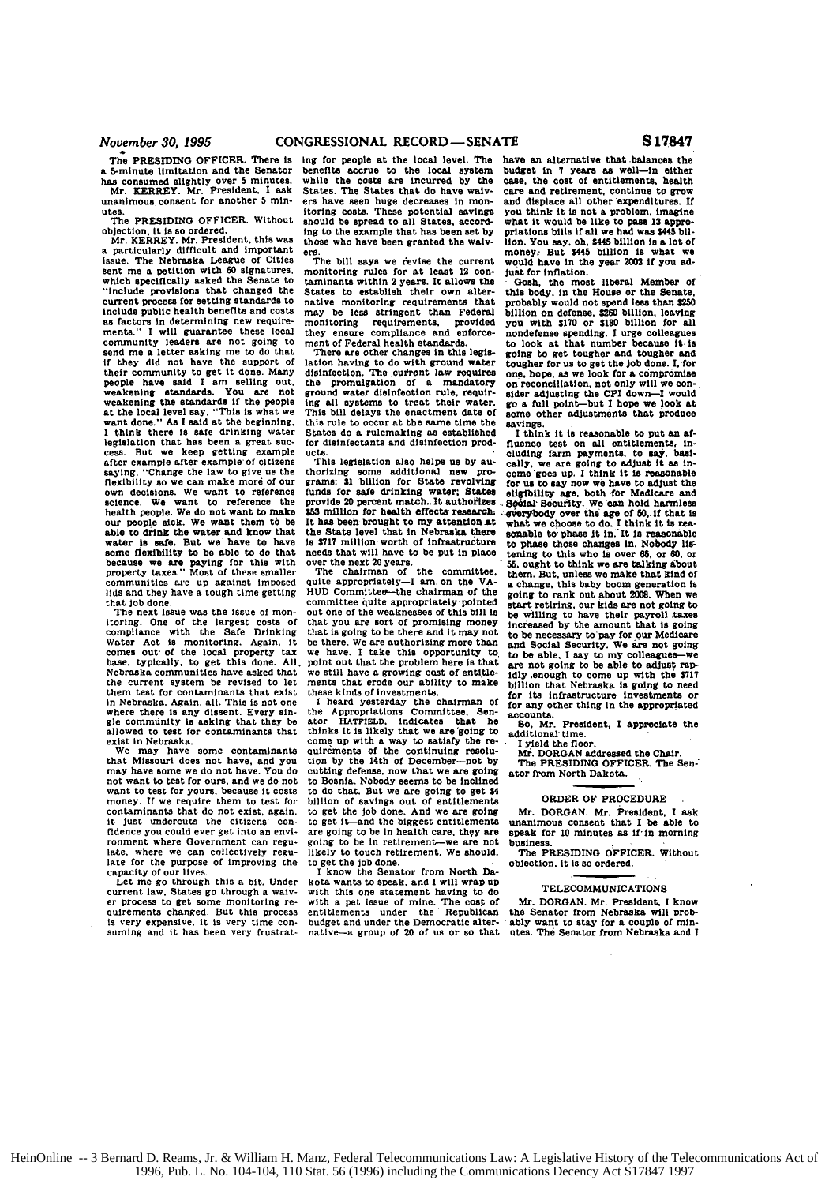The PRESIDING OFFICER. There is a 5-minute limitation and the Senator has consumed slightly over 5 minutes.

Mr. KERREY. Mr. President, I ask unanimous consent for another 5 minutes.

The PRESIDING OFFICER. Without objection, it is so ordered.

Mr. KERREY. Mr. President, this was a particularly difficult and important issue. The Nebraska League of Cities sent me a petition with 60 signatures, which specifically asked the Senate to "include provisions that changed the current process for setting standards to include public health benefits and costs as factors in determining new requirements." I will guarantee these local community leaders are not going to send me a letter asking me to do that if they did not have the support of their community to get it done. Many people have said I am selling out, weakening standards. You are not weakening the standards if the people at the local level say, "This is what we want done." As I said at the beginning, I think there is safe drinking water legislation that has been a great success. But we keep getting example after example of citizens saying, "Change the law to give us the flexibility so we can make more of our own decisions. We want to reference science. We want to reference the health people. We do not want to make our people sick. We want them to be able to drink the water and know that water is safe. But we have to have some flexibility to be able to do that because we are paying for this with property taxes." Most of these smaller communities are up against imposed lids and they have a tough time getting that job done.

The next issue was the issue of monitoring. One of the largest costs of compliance with the Safe Drinking Water Act is monitoring. Again, it comes out of the local property tax base, typically, to get this done. All Nebraska communities have asked that the current system be revised to let them test for contaminants that exist in Nebraska. Again, all. This is not one where there is any dissent. Every single community is asking that they be allowed to test for contaminants that exist in Nebraska.

We may have some contaminants that Missouri does not have, and you may have some we do not have. You do not want to test for ours, and we do not want to test for yours, because it costs money. If we require them to test for contaminants that do not exist, again, it just undercuts the citizens' confidence you could ever get into an environment where Government can regulate, where we can collectively regulate for the purpose of improving the capacity of our lives.

Let me go through this a bit. Under current law, States go through a waiver process to get some monitoring requirements changed. But this process is very expensive, it is very time consuming and it has been very frustrating for people at the local level. The benefits accrue to the local system while the costs are incurred by the States. The States that do have waivers have seen huge decreases in monitoring costs. These potential savings should be spread to all States, according to the example that has been set by those who have been granted the waivers.

The bill says we revise the current monitoring rules for at least 12 contaminants within 2 years. It allows the States to establish their own alternative monitoring requirements that may be less stringent than Federal monitoring requirements, provided they ensure compliance and enforcement of Federal health standards.

There are other changes in this legislation having to do with ground water disinfection. The current law requires the promulgation of a mandatory ground water disinfection rule, requiring all systems to treat their water. This bill delays the enactment date of this rule to occur at the same time the States do a rulemaking as established for disinfectants and disinfection products.

This legislation also helps us by authorizing some additional new programs: $1 billion for State revolving funds for safe drinking water; States provide 20 percent match. It authorizes $53 million for health effects research. It has been brought to my attention at the State level that in Nebraska there is $717 million worth of infrastructure needs that will have to be put in place over the next 20 years.

The chairman of the committee, quite appropriately—I am on the VA-HUD Committee—the chairman of the committee quite appropriately pointed out one of the weaknesses of this bill is that you are sort of promising money that is going to be there and it may not be there. We are authorizing more than we have. I take this opportunity to point out that the problem here is that we still have a growing cost of entitlements that erode our ability to make these kinds of investments.

I heard yesterday the chairman of the Appropriations Committee, Senator HATFIELD, indicates that he thinks it is likely that we are going to come up with a way to satisfy the requirements of the continuing resolution by the 14th of December—not by cutting defense, now that we are going to Bosnia. Nobody seems to be inclined to do that. But we are going to get $4 billion of savings out of entitlements to get the job done. And we are going to get it—and the biggest entitlements are going to be in health care, they are going to be in retirement—we are not likely to touch retirement. We should, to get the job done.

I know the Senator from North Dakota wants to speak, and I will wrap up with this one statement having to do with a pet issue of mine. The cost of entitlements under the Republican budget and under the Democratic alternative—a group of 20 of us or so that have an alternative that balances the budget in 7 years as well—in either case, the cost of entitlements, health care and retirement, continue to grow and displace all other expenditures. If you think it is not a problem, imagine what it would be like to pass 13 appropriations bills if all we had was $445 billion. You say, oh, $445 billion is a lot of money. But $445 billion is what we would have in the year 2002 if you adjust for inflation.

Gosh, the most liberal Member of this body, in the House or the Senate, probably would not spend less than $250 billion on defense, $260 billion, leaving you with $170 or $180 billion for all nondefense spending. I urge colleagues to look at that number because it is going to get tougher and tougher and tougher for us to get the job done. I, for one, hope, as we look for a compromise on reconciliation, not only will we consider adjusting the CPI down—I would go a full point—but I hope we look at some other adjustments that produce savings.

I think it is reasonable to put an affluence test on all entitlements, including farm payments, to say, basically, we are going to adjust it as income goes up. I think it is reasonable for us to say now we have to adjust the eligibility age, both for Medicare and Social Security. We can hold harmless everybody over the age of 50, if that is what we choose to do. I think it is reasonable to phase it in. It is reasonable to phase those changes in. Nobody listening to this who is over 65, or 60, or 55, ought to think we are talking about them. But, unless we make that kind of a change, this baby boom generation is going to rank out about 2008. When we start retiring, our kids are not going to be willing to have their payroll taxes increased by the amount that is going to be necessary to pay for our Medicare and Social Security. We are not going to be able, I say to my colleagues—we are not going to be able to adjust rapidly enough to come up with the $717 billion that Nebraska is going to need for its infrastructure investments or for any other thing in the appropriated accounts.

So, Mr. President, I appreciate the additional time.

I yield the floor.

Mr. DORGAN addressed the Chair.

The PRESIDING OFFICER. The Senator from North Dakota.

## ORDER OF PROCEDURE

Mr. DORGAN. Mr. President, I ask unanimous consent that I be able to speak for 10 minutes as if in morning business.

The PRESIDING OFFICER. Without objection, it is so ordered.

## TELECOMMUNICATIONS

Mr. DORGAN. Mr. President, I know the Senator from Nebraska will probably want to stay for a couple of minutes. The Senator from Nebraska and I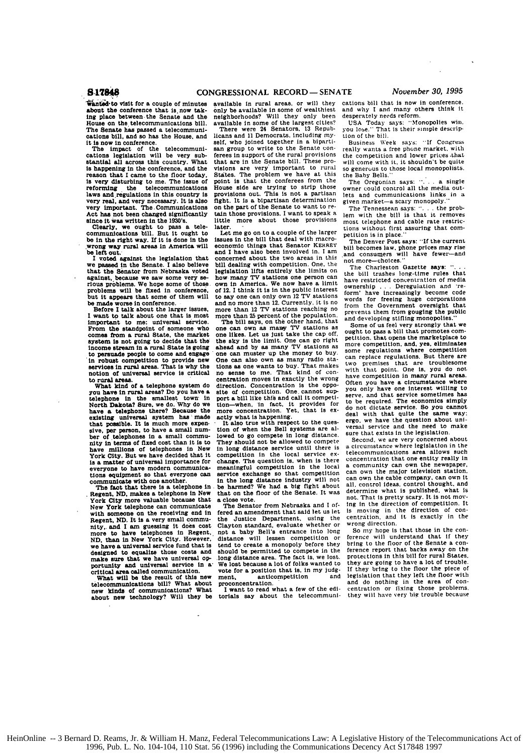wanted to visit for a couple of minutes about the conference that is now taking place between the Senate and the House on the telecommunications bill. The Senate has passed a telecommunications bill, and so has the House, and it is now in conference.

The impact of the telecommunications legislation will be very substantial all across this country. What is happening in the conference, and the reason that I came to the floor today, is very disturbing to me. The issue of reforming the telecommunications laws and regulations in this country is very real, and very necessary. It is also very important. The Communications Act has not been changed significantly since it was written in the 1930's.

Clearly, we ought to pass a telecommunications bill. But it ought to be in the right way. If it is done in the wrong way rural areas in America will be left out.

I voted against the legislation that we passed in the Senate. I also believe that the Senator from Nebraska voted against, because we saw some very serious problems. We hope some of those problems will be fixed in conference, but it appears that some of them will be made worse in conference.

Before I talk about the larger issues, I want to talk about one that is most important to me: universal service. From the standpoint of someone who comes from a rural State, the market system is not going to decide that the income stream in a rural State is going to persuade people to come and engage in robust competition to provide new services in rural areas. That is why the notion of universal service is critical to rural areas.

What kind of a telephone system do you have in rural areas? Do you have a telephone in the smallest town in North Dakota? Sure, we do. Why do we have a telephone there? Because the existing universal system has made that possible. It is much more expensive, per person, to have a small number of telephones in a small community in terms of fixed cost than it is to have millions of telephones in New York City. But we have decided that it is a matter of universal importance for everyone to have modern communications equipment so that everyone can communicate with one another.

The fact that there is a telephone in Regent, ND, makes a telephone in New York City more valuable because that New York telephone can communicate with someone on the receiving end in Regent, ND. It is a very small community, and I am guessing it does cost more to have telephones in Regent, ND, than in New York City. However, we have a universal service fund that is designed to equalize those costs and make sure that we have universal opportunity and universal service in a critical area called communication.

What will be the result of this new telecommunications bill? What about new kinds of communications? What about new technology? Will they be available in rural areas, or will they only be available in some of wealthiest neighborhoods? Will they only been available in some of the largest cities?

There were 24 Senators, 13 Republicans and 11 Democrats, including myself, who joined together in a bipartisan group to write to the Senate conferees in support of the rural provisions that are in the Senate bill. These provisions are very important to rural States. The problem we have at this point is that the conferees from the House side are trying to strip those provisions out. This is not a partisan fight. It is a bipartisan determination on the part of the Senate to want to retain those provisions. I want to speak a little more about those provisions later.

Let me go on to a couple of the larger issues in the bill that deal with macroeconomic things that Senator KERREY and I have also been involved in. I am concerned about the two areas in this bill dealing with competition. One, the legislation lifts entirely the limits on how many TV stations one person can own in America. We now have a limit of 12. I think it is in the public interest to say one can only own 12 TV stations and no more than 12. Currently, it is no more than 12 TV stations reaching no more than 25 percent of the population.

The bill says, on the other hand, that one can own as many TV stations as one likes. Let us just take the cap off, the sky is the limit. One can go right ahead and by as many TV stations as one can muster up the money to buy. One can also own as many radio stations as one wants to buy. That makes no sense to me. That kind of concentration moves in exactly the wrong direction. Concentration is the opposite of competition. One cannot support a bill like this and call it competition—when, in fact, it provides for more concentration. Yet, that is exactly what is happening.

It also true with respect to the question of when the Bell systems are allowed to go compete in long distance. They should not be allowed to compete in long distance service until there is competition in the local service exchange. The question is, when is there meaningful competition in the local service exchange so that competition in the long distance industry will not be harmed? We had a big fight about that on the floor of the Senate. It was a close vote.

The Senator from Nebraska and I offered an amendment that said let us let the Justice Department, using the Clayton standard, evaluate whether or not a baby Bell's entrance into long distance will lessen competition or tend to create a monopoly before they should be permitted to compete in the long distance area. The fact is, we lost. We lost because a lot of folks wanted to vote for a position that is, in my judgment, anticompetition and proconcentration.

I want to read what a few of the editorials say about the telecommunications bill that is now in conference and why I and many others think it desperately needs reform.

USA Today says: "Monopolies win, you lose." That is their simple description of the bill.

Business Week says: "If Congress really wants a free phone market, with the competition and lower prices that will come with it, it shouldn't be quite so generous to those local monopolists, the Baby Bells."

The Oregonian says: ". . . a single owner could control all the media outlets and communications links in a given market—a scary monopoly."

The Tennessean says: ". . . the problem with the bill is that it removes most telephone and cable rate restrictions without first assuring that competition is in place."

The Denver Post says: "If the current bill becomes law, phone prices may rise and consumers will have fewer—and not more—choices."

The Charleston Gazette says: ". . . the bill trashes long-time rules that have restricted concentration of media ownership . . . Deregulation and 'reform' have increasingly become code words for freeing huge corporations from the Government oversight that prevents them from gouging the public and developing stifling monopolies."

Some of us feel very strongly that we ought to pass a bill that promotes competition, that opens the marketplace to more competition, and, yes, eliminates some regulations where competition can replace regulations. But there are two premises that are troublesome with that point. One is, you do not have competition in many rural areas. Often you have a circumstance where you only have one interest willing to serve, and that service sometimes has to be required. The economics simply do not dictate service. So you cannot deal with that quite the same way; ergo, we have the question about universal service and the need to make sure that exists in the legislation.

Second, we are very concerned about a circumstance where legislation in the telecommunications area allows such concentration that one entity really in a community can own the newspaper, can own the major television station, can own the cable company, can own it all, control ideas, control thought, and determine what is published, what is not. That is pretty scary. It is not moving in the direction of competition. It is moving in the direction of concentration, and it is exactly in the wrong direction.

So my hope is that those in the conference will understand that if they bring to the floor of the Senate a conference report that backs away on the protections in this bill for rural States, they are going to have a lot of trouble. If they bring to the floor the piece of legislation that they left the floor with and do nothing in the area of concentration or fixing those problems, they will have very big trouble because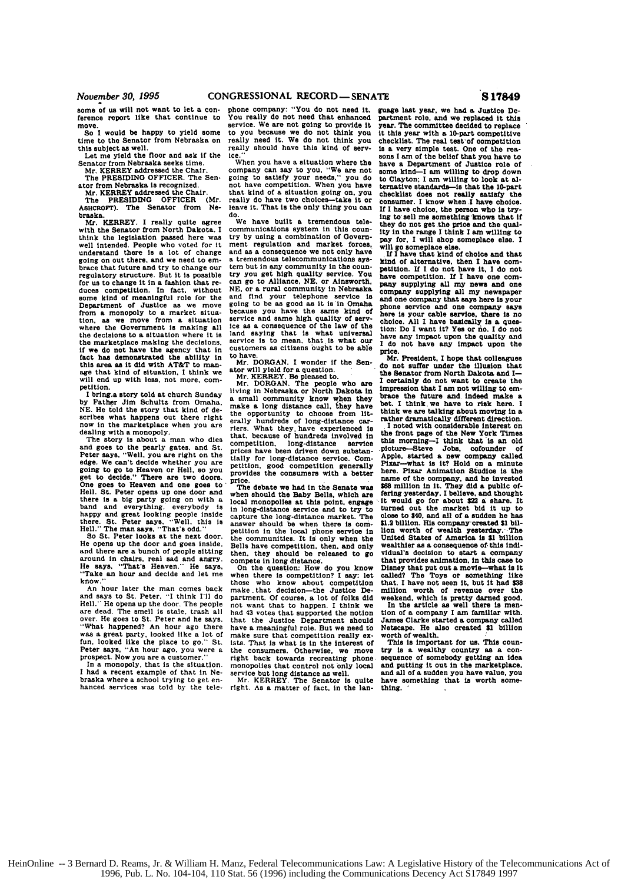some of us will not want to let a conference report like that continue to move.

So I would be happy to yield some time to the Senator from Nebraska on this subject as well.

Let me yield the floor and ask if the Senator from Nebraska seeks time.

Mr. KERREY addressed the Chair.

The PRESIDING OFFICER. The Senator from Nebraska is recognized.

Mr. KERREY addressed the Chair.

The PRESIDING OFFICER (Mr. ASHCROFT). The Senator from Nebraska.

Mr. KERREY. I really quite agree with the Senator from North Dakota. I think the legislation passed here was well intended. People who voted for it understand there is a lot of change going on out there, and we need to embrace that future and try to change our regulatory structure. But it is possible for us to change it in a fashion that reduces competition. In fact, without some kind of meaningful role for the Department of Justice as we move from a monopoly to a market situation, as we move from a situation where the Government is making all the decisions to a situation where it is the marketplace making the decisions, if we do not have the agency that in fact has demonstrated the ability in this area as it did with AT&T to manage that kind of situation, I think we will end up with less, not more, competition.

I bring a story told at church Sunday by Father Jim Schultz from Omaha, NE. He told the story that kind of describes what happens out there right now in the marketplace when you are dealing with a monopoly.

The story is about a man who dies and goes to the pearly gates, and St. Peter says, "Well, you are right on the edge. We can't decide whether you are going to go to Heaven or Hell, so you get to decide." There are two doors. One goes to Heaven and one goes to Hell. St. Peter opens up one door and there is a big party going on with a band and everything, everybody is happy and great looking people inside there. St. Peter says, "Well, this is Hell." The man says, "That's odd."

So St. Peter looks at the next door. He opens up the door and goes inside, and there are a bunch of people sitting around in chairs, real sad and angry. He says, "That's Heaven." He says, "Take an hour and decide and let me know."

An hour later the man comes back and says to St. Peter, "I think I'll do Hell." He opens up the door. The people are dead. The smell is stale, trash all over. He goes to St. Peter and he says, "What happened? An hour ago there was a great party, looked like a lot of fun, looked like the place to go." St. Peter says, "An hour ago, you were a prospect. Now you are a customer."

In a monopoly, that is the situation. I had a recent example of that in Nebraska where a school trying to get enhanced services was told by the telephone company: "You do not need it. You really do not need that enhanced service. We are not going to provide it to you because we do not think you really need it. We do not think you really should have this kind of service."

When you have a situation where the company can say to you, "We are not going to satisfy your needs," you do not have competition. When you have that kind of a situation going on, you really do have two choices—take it or leave it. That is the only thing you can do.

We have built a tremendous telecommunications system in this country by using a combination of Government regulation and market forces, and as a consequence we not only have a tremendous telecommunications system but in any community in the country you get high quality service. You can go to Alliance, NE, or Ainsworth, NE, or a rural community in Nebraska and find your telephone service is going to be as good as it is in Omaha because you have the same kind of service and same high quality of service as a consequence of the law of the land saying that is what universal service is to mean, that is what our customers as citizens ought to be able to have.

Mr. DORGAN. I wonder if the Senator will yield for a question.

Mr. KERREY. Be pleased to.

Mr. DORGAN. The people who are living in Nebraska or North Dakota in a small community know when they make a long distance call, they have the opportunity to choose from literally hundreds of long-distance carriers. What they have experienced is that, because of hundreds involved in competition, long-distance service prices have been driven down substantially for long-distance service. Competition, good competition generally provides the consumers with a better price.

The debate we had in the Senate was when should the Baby Bells, which are local monopolies at this point, engage in long-distance service and to try to capture the long-distance market. The answer should be when there is competition in the local phone service in the communities. It is only when the Bells have competition, then, and only then, they should be released to go compete in long distance.

On the question: How do you know when there is competition? I say: let those who know about competition make that decision—the Justice Department. Of course, a lot of folks did not want that to happen. I think we had 43 votes that supported the notion that the Justice Department should have a meaningful role. But we need to make sure that competition really exists. That is what is in the interest of the consumers. Otherwise, we move right back towards recreating phone monopolies that control not only local service but long distance as well.

Mr. KERREY. The Senator is quite right. As a matter of fact, in the language last year, we had a Justice Department role, and we replaced it this year. The committee decided to replace it this year with a 10-part competitive checklist. The real test of competition is a very simple test. One of the reasons I am of the belief that you have to have a Department of Justice role of some kind—I am willing to drop down to Clayton; I am willing to look at alternative standards—is that the 10-part checklist does not really satisfy the consumer. I know when I have choice. If I have choice, the person who is trying to sell me something knows that if they do not get the price and the quality in the range I think I am willing to pay for, I will shop someplace else. I will go someplace else.

If I have that kind of choice and that kind of alternative, then I have competition. If I do not have it, I do not have competition. If I have one company supplying all my news and one company supplying all my newspaper and one company that says here is your phone service and one company says here is your cable service, there is no choice. All I have basically is a question: Do I want it? Yes or no. I do not have any impact upon the quality and I do not have any impact upon the price.

Mr. President, I hope that colleagues do not suffer under the illusion that the Senator from North Dakota and I—I certainly do not want to create the impression that I am not willing to embrace the future and indeed make a bet. I think we have to risk here. I think we are talking about moving in a rather dramatically different direction.

I noted with considerable interest on the front page of the New York Times this morning—I think that is an old picture—Steve Jobs, cofounder of Apple, started a new company called Pixar—what is it? Hold on a minute here. Pixar Animation Studios is the name of the company, and he invested $58 million in it. They did a public offering yesterday, I believe, and thought it would go for about $22 a share. It turned out the market bid it up to close to $40, and all of a sudden he has $1.2 billion. His company created $1 billion worth of wealth yesterday. The United States of America is $1 billion wealthier as a consequence of this individual's decision to start a company that provides animation, in this case to Disney that put out a movie—what is it called? The Toys or something like that. I have not seen it, but it had $38 million worth of revenue over the weekend, which is pretty darned good.

In the article as well there is mention of a company I am familiar with. James Clarke started a company called Netscape. He also created $1 billion worth of wealth.

This is important for us. This country is a wealthy country as a consequence of somebody getting an idea and putting it out in the marketplace, and all of a sudden you have value, you have something that is worth something.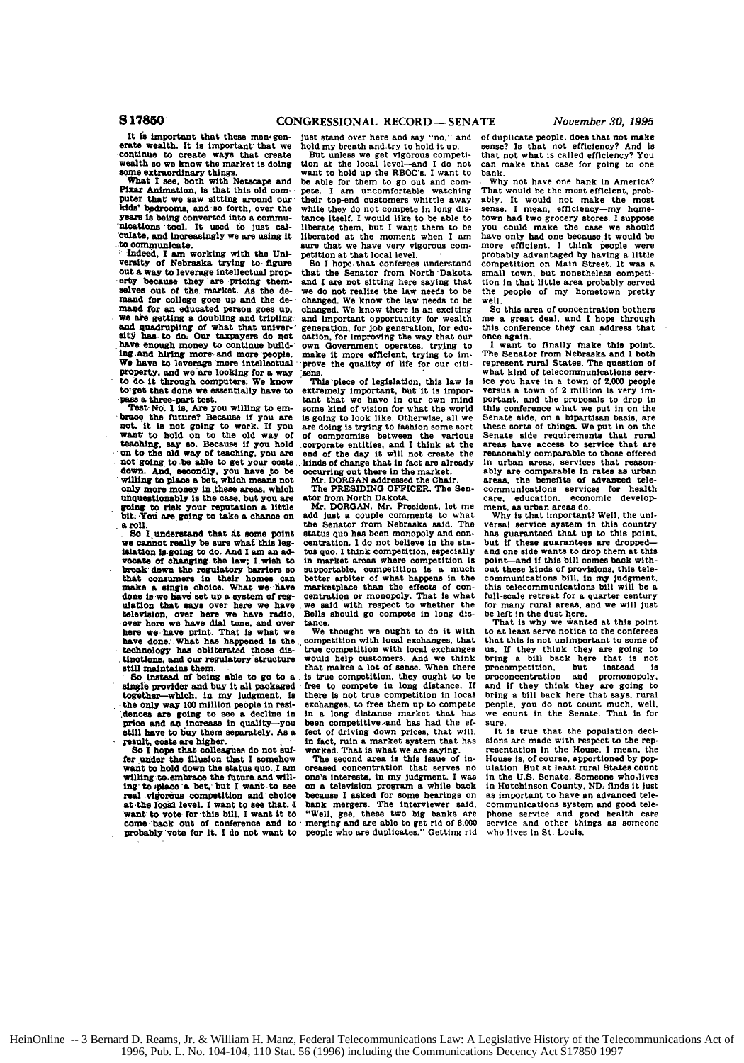It is important that these men generate wealth. It is important that we continue to create ways that create wealth so we know the market is doing some extraordinary things.

What I see, both with Netscape and Pixar Animation, is that this old computer that we saw sitting around our kids' bedrooms, and so forth, over the years is being converted into a communications tool. It used to just calculate, and increasingly we are using it to communicate.

Indeed, I am working with the University of Nebraska trying to figure out a way to leverage intellectual property because they are pricing themselves out of the market. As the demand for college goes up and the demand for an educated person goes up, we are getting a doubling and tripling and quadrupling of what that university has to do. Our taxpayers do not have enough money to continue building and hiring more and more people. We have to leverage more intellectual property, and we are looking for a way to do it through computers. We know to get that done we essentially have to pass a three-part test.

Test No. 1 is, Are you willing to embrace the future? Because if you are not, it is not going to work. If you want to hold on to the old way of teaching, say so. Because if you hold on to the old way of teaching, you are not going to be able to get your costs down. And, secondly, you have to be willing to place a bet, which means not only more money in these areas, which unquestionably is the case, but you are going to risk your reputation a little bit. You are going to take a chance on a roll.

So I understand that at some point we cannot really be sure what this legislation is going to do. And I am an advocate of changing the law; I wish to break down the regulatory barriers so that consumers in their homes can make a single choice. What we have done is we have set up a system of regulation that says over here we have television, over here we have radio, over here we have dial tone, and over here we have print. That is what we have done. What has happened is the technology has obliterated those distinctions, and our regulatory structure still maintains them.

So instead of being able to go to a single provider and buy it all packaged together—which, in my judgment, is the only way 100 million people in residences are going to see a decline in price and an increase in quality—you still have to buy them separately. As a result, costs are higher.

So I hope that colleagues do not suffer under the illusion that I somehow want to hold down the status quo. I am willing to embrace the future and willing to place a bet, but I want to see real vigorous competition and choice at the local level. I want to see that. I want to vote for this bill. I want it to come back out of conference and to probably vote for it. I do not want to just stand over here and say "no," and hold my breath and try to hold it up.

But unless we get vigorous competition at the local level—and I do not want to hold up the RBOC's. I want to be able for them to go out and compete. I am uncomfortable watching their top-end customers whittle away while they do not compete in long distance itself. I would like to be able to liberate them, but I want them to be liberated at the moment when I am sure that we have very vigorous competition at that local level.

So I hope that conferees understand that the Senator from North Dakota and I are not sitting here saying that we do not realize the law needs to be changed. We know the law needs to be changed. We know there is an exciting and important opportunity for wealth generation, for job generation, for education, for improving the way that our own Government operates, trying to make it more efficient, trying to improve the quality of life for our citizens.

This piece of legislation, this law is extremely important, but it is important that we have in our own mind some kind of vision for what the world is going to look like. Otherwise, all we are doing is trying to fashion some sort of compromise between the various corporate entities, and I think at the end of the day it will not create the kinds of change that in fact are already occurring out there in the market.

Mr. DORGAN addressed the Chair.

The PRESIDING OFFICER. The Senator from North Dakota.

Mr. DORGAN. Mr. President, let me add just a couple comments to what the Senator from Nebraska said. The status quo has been monopoly and concentration. I do not believe in the status quo. I think competition, especially in market areas where competition is supportable, competition is a much better arbiter of what happens in the marketplace than the effects of concentration or monopoly. That is what we said with respect to whether the Bells should go compete in long distance.

We thought we ought to do it with competition with local exchanges, that true competition with local exchanges would help customers. And we think that makes a lot of sense. When there is true competition, they ought to be free to compete in long distance. If there is not true competition in local exchanges, to free them up to compete in a long distance market that has been competitive and has had the effect of driving down prices, that will, in fact, ruin a market system that has worked. That is what we are saying.

The second area is this issue of increased concentration that serves no one's interests, in my judgment. I was on a television program a while back because I asked for some hearings on bank mergers. The interviewer said, "Well, gee, these two big banks are merging and are able to get rid of 8,000 people who are duplicates." Getting rid of duplicate people, does that not make sense? Is that not efficiency? And is that not what is called efficiency? You can make that case for going to one bank.

Why not have one bank in America? That would be the most efficient, probably. It would not make the most sense. I mean, efficiency—my hometown had two grocery stores. I suppose you could make the case we should have only had one because it would be more efficient. I think people were probably advantaged by having a little competition on Main Street. It was a small town, but nonetheless competition in that little area probably served the people of my hometown pretty well.

So this area of concentration bothers me a great deal, and I hope through this conference they can address that once again.

I want to finally make this point. The Senator from Nebraska and I both represent rural States. The question of what kind of telecommunications service you have in a town of 2,000 people versus a town of 2 million is very important, and the proposals to drop in this conference what we put in on the Senate side, on a bipartisan basis, are these sorts of things. We put in on the Senate side requirements that rural areas have access to service that are reasonably comparable to those offered in urban areas, services that reasonably are comparable in rates as urban areas, the benefits of advanced telecommunications services for health care, education, economic development, as urban areas do.

Why is that important? Well, the universal service system in this country has guaranteed that up to this point, but if these guarantees are dropped—and one side wants to drop them at this point—and if this bill comes back without these kinds of provisions, this telecommunications bill, in my judgment, this telecommunications bill will be a full-scale retreat for a quarter century for many rural areas, and we will just be left in the dust here.

That is why we wanted at this point to at least serve notice to the conferees that this is not unimportant to some of us. If they think they are going to bring a bill back here that is not procompetition, but instead is proconcentration and promonopoly, and if they think they are going to bring a bill back here that says, rural people, you do not count much, well, we count in the Senate. That is for sure.

It is true that the population decisions are made with respect to the representation in the House. I mean, the House is, of course, apportioned by population. But at least rural States count in the U.S. Senate. Someone who lives in Hutchinson County, ND, finds it just as important to have an advanced telecommunications system and good telephone service and good health care service and other things as someone who lives in St. Louis.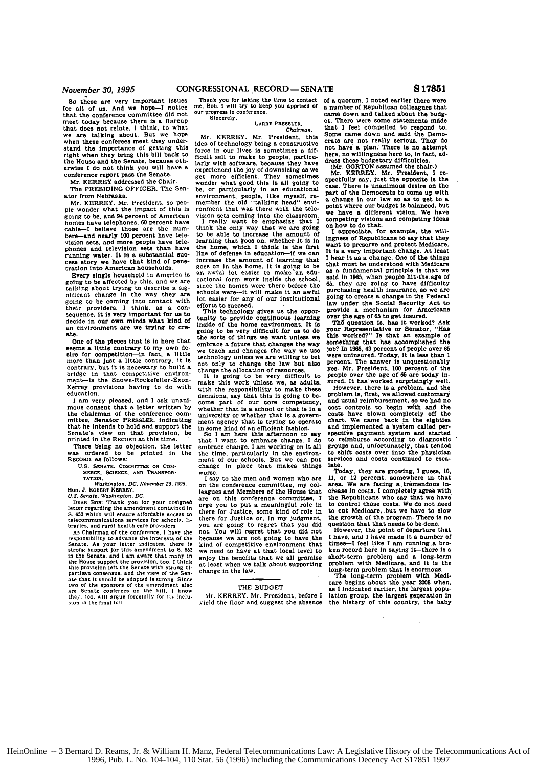So these are very important issues for all of us. And we hope—I notice that the conference committee did not meet today because there is a flareup that does not relate, I think, to what we are talking about. But we hope when these conferees meet they understand the importance of getting this right when they bring this bill back to the House and the Senate, because otherwise I do not think you will have a conference report pass the Senate.

Mr. KERREY addressed the Chair.

The PRESIDING OFFICER. The Senator from Nebraska.

Mr. KERREY. Mr. President, so people wonder what the impact of this is going to be, and 94 percent of American homes have telephones, 60 percent have cable—I believe those are the numbers—and nearly 100 percent have television sets, and more people have telephones and television sets than have running water. It is a substantial success story we have that kind of penetration into American households.

Every single household in America is going to be affected by this, and we are talking about trying to describe a significant change in the way they are going to be coming into contact with their providers. I think, as a consequence, it is very important for us to decide in our own minds what kind of an environment are we trying to create.

One of the pieces that is in here that seems a little contrary to my own desire for competition—in fact, a little more than just a little contrary. It is contrary, but it is necessary to build a bridge in that competitive environment—is the Snowe-Rockefeller-Exon-Kerrey provisions having to do with education.

I am very pleased, and I ask unanimous consent that a letter written by the chairman of the conference committee, Senator PRESSLER, indicating that he intends to hold and support the Senate's view on that provision, be printed in the RECORD at this time.

There being no objection, the letter was ordered to be printed in the RECORD, as follows:

U.S. SENATE, COMMITTEE ON COMMERCE, SCIENCE, AND TRANSPORTATION,
*Washington, DC, November 28, 1995.*

Hon. J. ROBERT KERREY,
*U.S. Senate, Washington, DC.*

DEAR BOB: Thank you for your cosigned letter regarding the amendment contained in S. 652 which will ensure affordable access to telecommunications services for schools, libraries, and rural health care providers.

As Chairman of the conference, I have the responsibility to advance the interests of the Senate. As your letter indicates, there is strong support for this amendment to S. 652 in the Senate, and I am aware that many in the House support the provision, too. I think this provision left the Senate with strong bipartisan consensus, and the view of the Senate that it should be adopted is strong. Since two of the sponsors of the amendment also are Senate conferees on the bill, I know they, too, will argue forcefully for its inclusion in the final bill.

Thank you for taking the time to contact me, Bob. I will try to keep you apprised of our progress in conference.

Sincerely,

LARRY PRESSLER,
*Chairman.*

Mr. KERREY. Mr. President, this idea of technology being a constructive force in our lives is sometimes a difficult sell to make to people, particularly with software, because they have experienced the joy of downsizing as we get more efficient. They sometimes wonder what good this is all going to be, or particularly in an educational environment, people, like myself, remember the old "talking head" environment that was there with the television sets coming into the classroom.

I really want to emphasize that I think the only way that we are going to be able to increase the amount of learning that goes on, whether it is in the home, which I think is the first line of defense in education—if we can increase the amount of learning that goes on in the home, it is going to be an awful lot easier to make an educational form work inside the school, since the homes were there before the schools were—it will make it an awful lot easier for any of our institutional efforts to succeed.

This technology gives us the opportunity to provide continuous learning inside of the home environment. It is going to be very difficult for us to do the sorts of things we want unless we embrace a future that changes the way we teach and changes the way we use technology unless we are willing to bet not only to change the law but also change the allocation of resources.

It is going to be very difficult to make this work unless we, as adults, with the responsibility to make these decisions, say that this is going to become part of our core competency, whether that is a school or that is in a university or whether that is a government agency that is trying to operate in some kind of an efficient fashion.

So I am here this afternoon to say that I want to embrace change. I do embrace change. I am working on it all the time, particularly in the environment of our schools. But we can put change in place that makes things worse.

I say to the men and women who are on the conference committee, my colleagues and Members of the House that are on this conference committee, I urge you to put a meaningful role in there for Justice, some kind of role in there for Justice or, in my judgment, you are going to regret that you did not. You will regret that you did not because we are not going to have the kind of competitive environment that we need to have at that local level to enjoy the benefits that we all promise at least when we talk about supporting change in the law.

## THE BUDGET

Mr. KERREY. Mr. President, before I yield the floor and suggest the absence of a quorum, I noted earlier there were a number of Republican colleagues that came down and talked about the budget. There were some statements made that I feel compelled to respond to. Some came down and said the Democrats are not really serious. They do not have a plan: There is no attempt here, no willingness here to, in fact, address these budgetary difficulties.

(Mr. GORTON assumed the chair.)

Mr. KERREY. Mr. President, I respectfully say, just the opposite is the case. There is unanimous desire on the part of the Democrats to come up with a change in our law so as to get to a point where our budget is balanced, but we have a different vision. We have competing visions and competing ideas on how to do that.

I appreciate, for example, the willingness of Republicans to say that they want to preserve and protect Medicare. It is a very important change. At least I hear it as a change. One of the things that must be understood with Medicare as a fundamental principle is that we said in 1965, when people hit the age of 65, they are going to have difficulty purchasing health insurance, so we are going to create a change in the Federal law under the Social Security Act to provide a mechanism for Americans over the age of 65 to get insured.

The question is, has it worked? Ask your Representative or Senator, "Has this worked?" Is that an example of something that has accomplished the job? In 1965, 43 percent of people over 65 were uninsured. Today, it is less than 1 percent. The answer is unquestionably yes. Mr. President, 100 percent of the people over the age of 65 are today insured. It has worked surprisingly well.

However, there is a problem, and the problem is, first, we allowed customary and usual reimbursement, so we had no cost controls to begin with and the costs have blown completely off the chart. We came back in the eighties and implemented a system called perspective payment system and started to reimburse according to diagnostic groups and, unfortunately, that tended to shift costs over into the physician services and costs continued to escalate.

Today, they are growing, I guess, 10, 11, or 12 percent, somewhere in that area. We are facing a tremendous increase in costs. I completely agree with the Republicans who say that we have to control those costs. We do not need to cut Medicare, but we have to slow the growth of the program. There is no question that that needs to be done.

However, the point of departure that I have, and I have made it a number of times—I feel like I am running a broken record here in saying it—there is a short-term problem and a long-term problem with Medicare, and it is the long-term problem that is enormous.

The long-term problem with Medicare begins about the year 2008 when, as I indicated earlier, the largest population group, the largest generation in the history of this country, the baby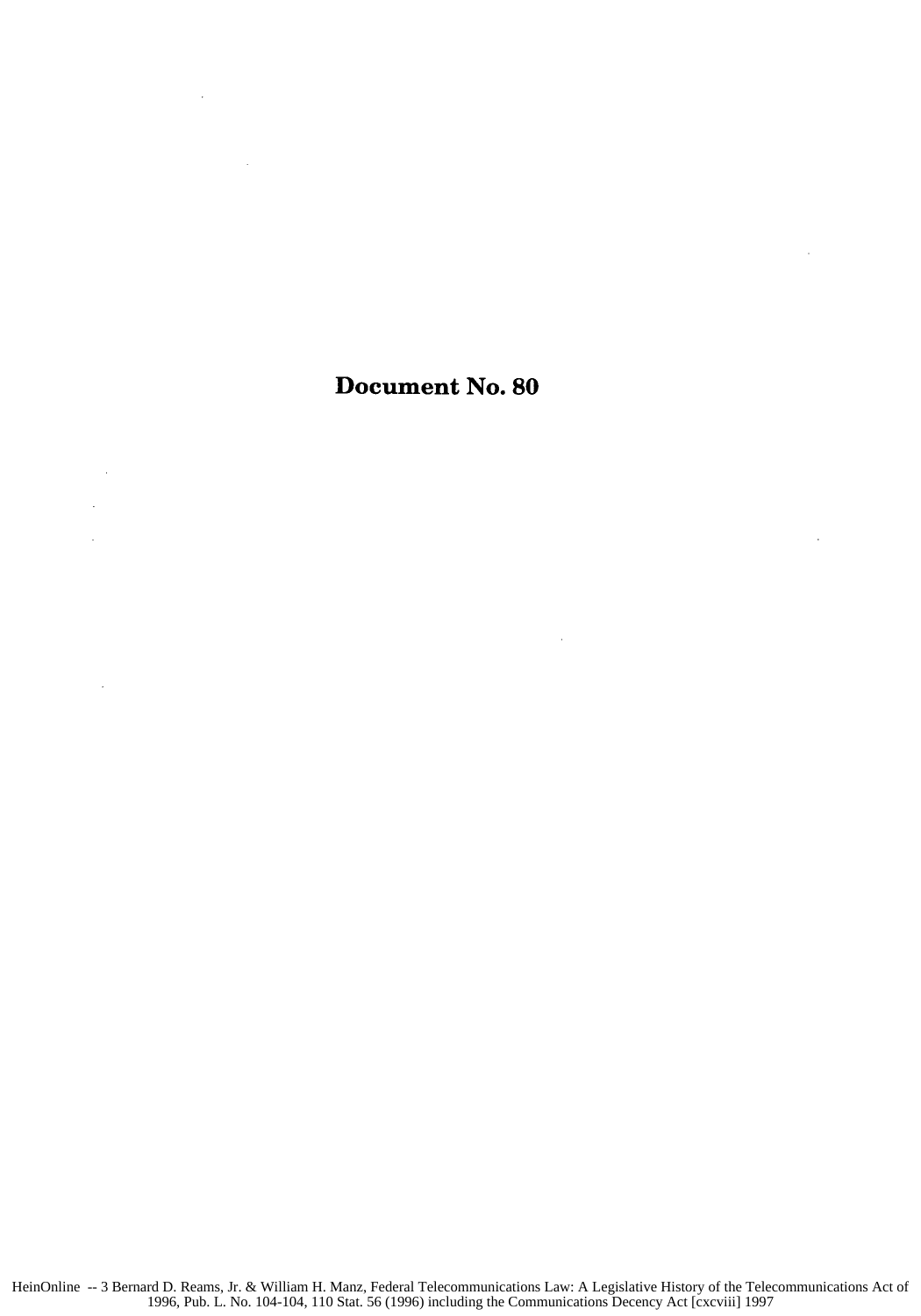# Document No. 80